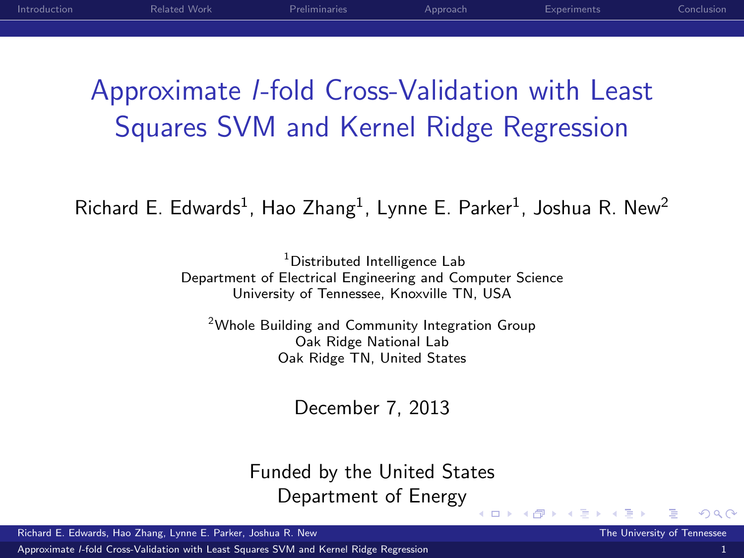# Approximate $l$-fold Cross-Validation with Least Squares SVM and Kernel Ridge Regression

Richard E. Edwards[1], Hao Zhang[1], Lynne E. Parker[1], Joshua R. New[2]

[1]Distributed Intelligence Lab
Department of Electrical Engineering and Computer Science
University of Tennessee, Knoxville TN, USA

[2]Whole Building and Community Integration Group
Oak Ridge National Lab
Oak Ridge TN, United States

December 7, 2013

Funded by the United States
Department of Energy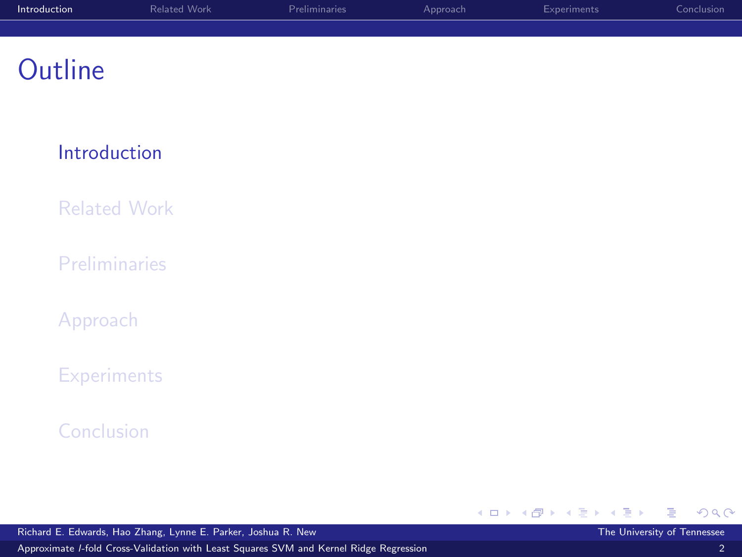# Outline

- Introduction
- Related Work
- Preliminaries
- Approach
- Experiments
- Conclusion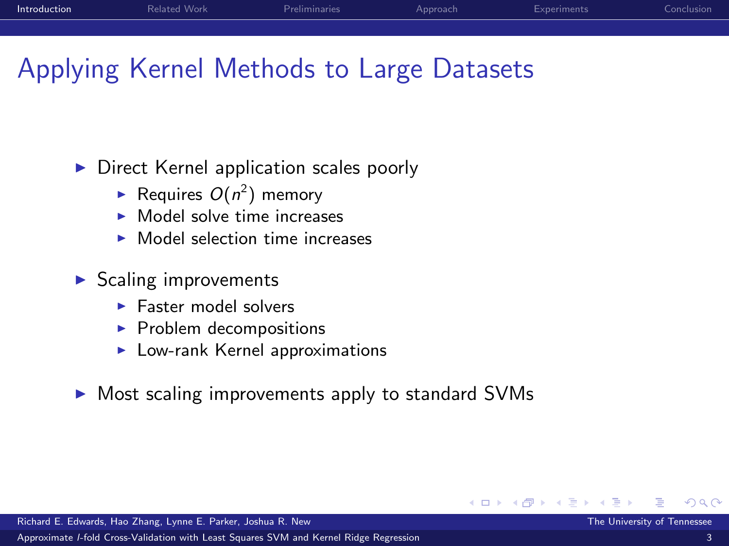# Applying Kernel Methods to Large Datasets

- Direct Kernel application scales poorly
  - Requires $O(n^2)$ memory
  - Model solve time increases
  - Model selection time increases
- Scaling improvements
  - Faster model solvers
  - Problem decompositions
  - Low-rank Kernel approximations
- Most scaling improvements apply to standard SVMs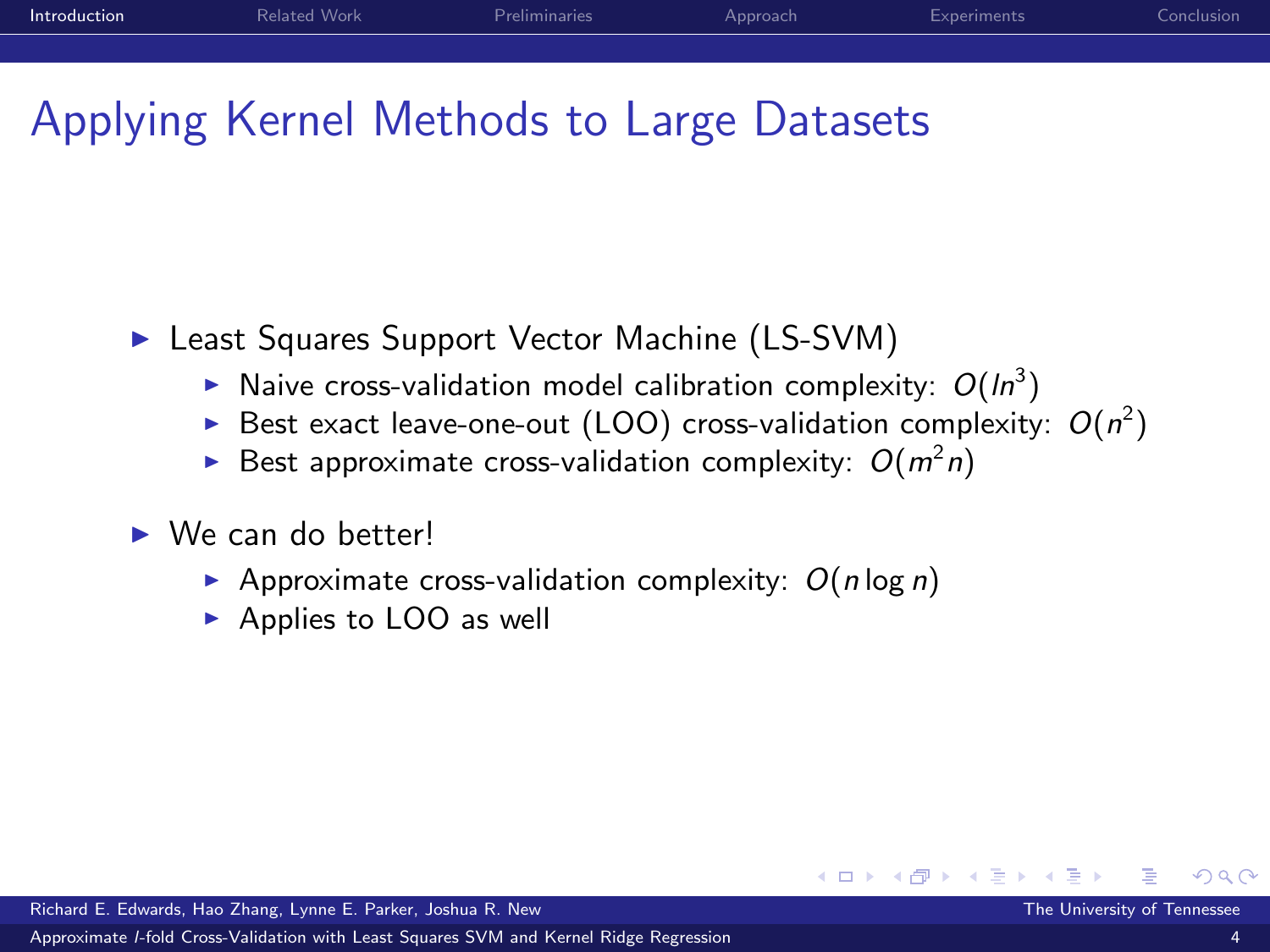# Applying Kernel Methods to Large Datasets

- Least Squares Support Vector Machine (LS-SVM)
  - Naive cross-validation model calibration complexity: $O(ln^3)$
  - Best exact leave-one-out (LOO) cross-validation complexity: $O(n^2)$
  - Best approximate cross-validation complexity: $O(m^2 n)$
- We can do better!
  - Approximate cross-validation complexity: $O(n \log n)$
  - Applies to LOO as well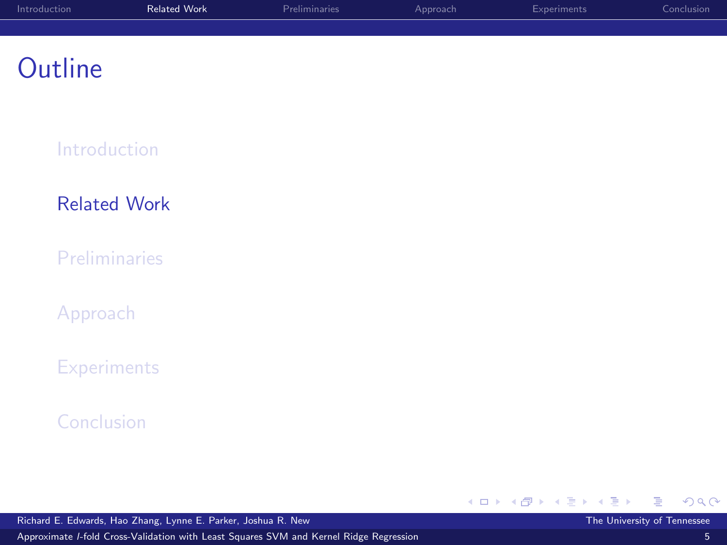# Outline

- Introduction
- **Related Work**
- Preliminaries
- Approach
- Experiments
- Conclusion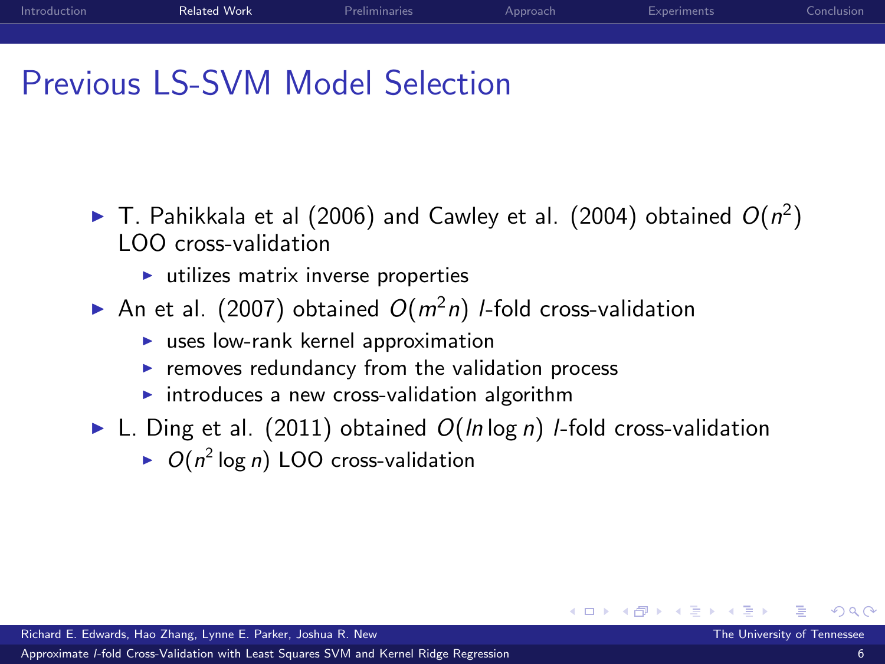# Previous LS-SVM Model Selection

- T. Pahikkala et al (2006) and Cawley et al. (2004) obtained $O(n^2)$ LOO cross-validation
  - utilizes matrix inverse properties
- An et al. (2007) obtained $O(m^2 n)$ $l$-fold cross-validation
  - uses low-rank kernel approximation
  - removes redundancy from the validation process
  - introduces a new cross-validation algorithm
- L. Ding et al. (2011) obtained $O(ln \log n)$ $l$-fold cross-validation
  - $O(n^2 \log n)$ LOO cross-validation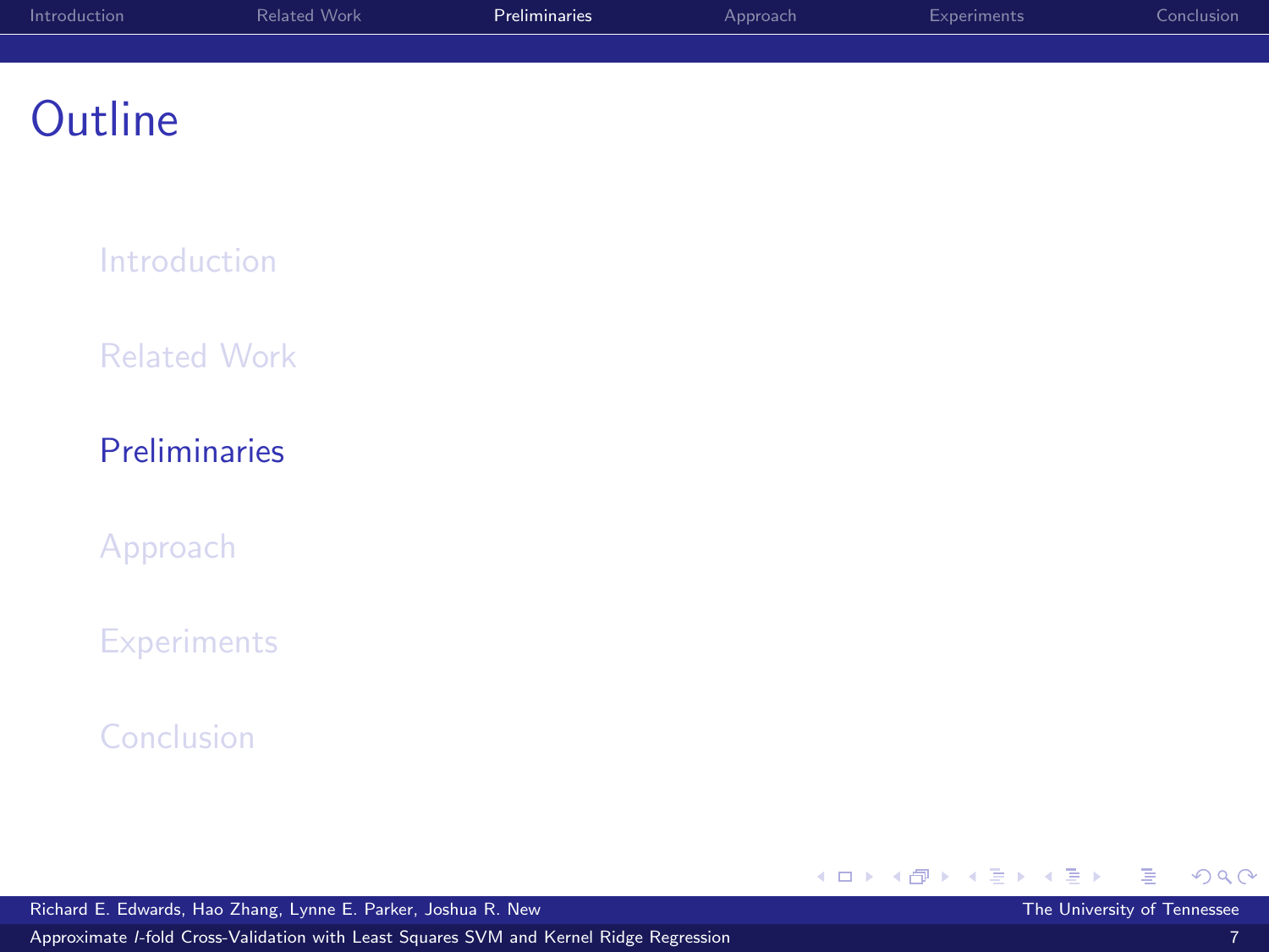# Outline

- Introduction
- Related Work
- **Preliminaries**
- Approach
- Experiments
- Conclusion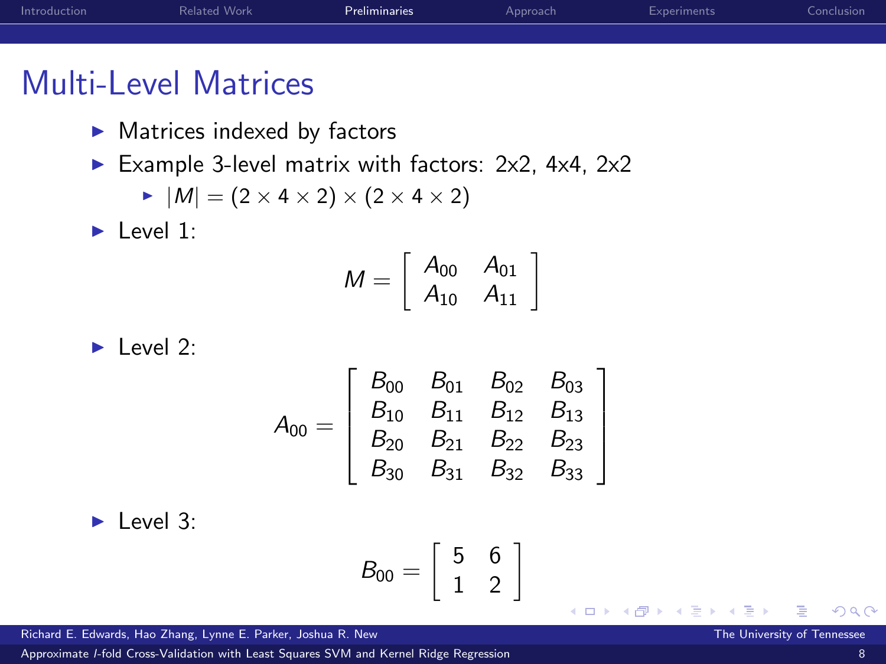# Multi-Level Matrices

- Matrices indexed by factors
- Example 3-level matrix with factors: 2x2, 4x4, 2x2
  - $|M| = (2 \times 4 \times 2) \times (2 \times 4 \times 2)$
- Level 1:

$$M = \begin{bmatrix} A_{00} & A_{01} \\ A_{10} & A_{11} \end{bmatrix}$$

- Level 2:

$$A_{00} = \begin{bmatrix} B_{00} & B_{01} & B_{02} & B_{03} \\ B_{10} & B_{11} & B_{12} & B_{13} \\ B_{20} & B_{21} & B_{22} & B_{23} \\ B_{30} & B_{31} & B_{32} & B_{33} \end{bmatrix}$$

- Level 3:

$$B_{00} = \begin{bmatrix} 5 & 6 \\ 1 & 2 \end{bmatrix}$$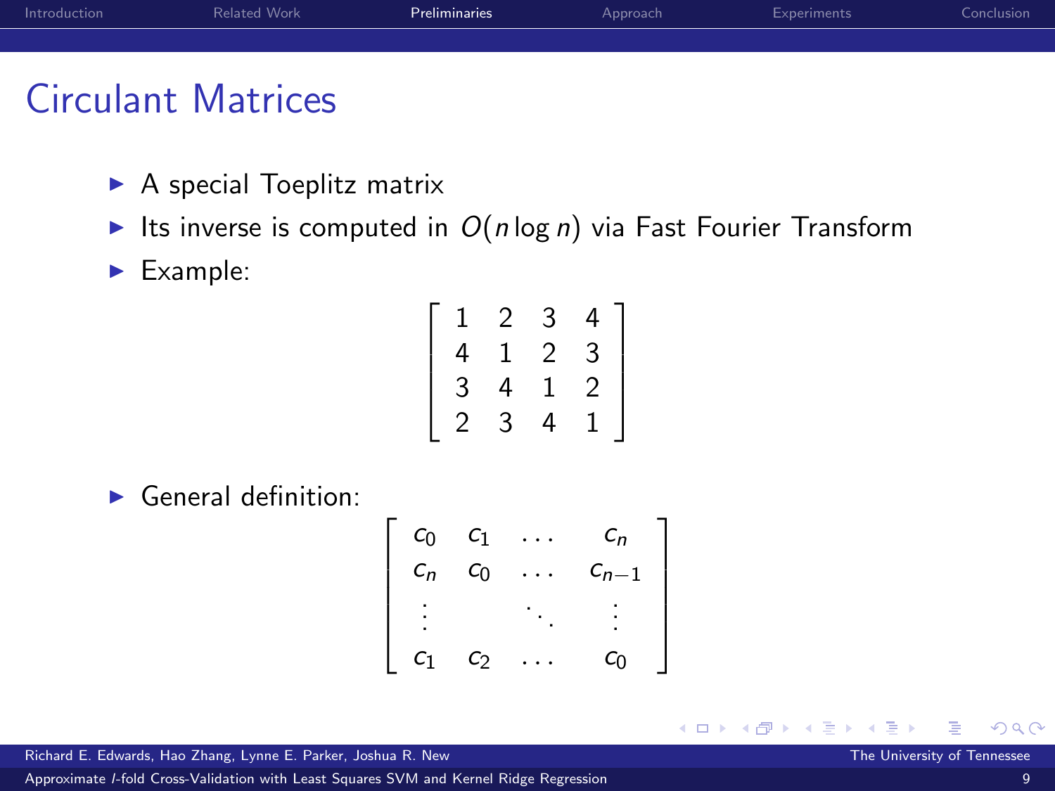# Circulant Matrices

- A special Toeplitz matrix
- Its inverse is computed in $O(n \log n)$ via Fast Fourier Transform
- Example:

$$\begin{bmatrix} 1 & 2 & 3 & 4 \\ 4 & 1 & 2 & 3 \\ 3 & 4 & 1 & 2 \\ 2 & 3 & 4 & 1 \end{bmatrix}$$

- General definition:

$$\begin{bmatrix} c_0 & c_1 & \dots & c_n \\ c_n & c_0 & \dots & c_{n-1} \\ \vdots & & \ddots & \vdots \\ c_1 & c_2 & \dots & c_0 \end{bmatrix}$$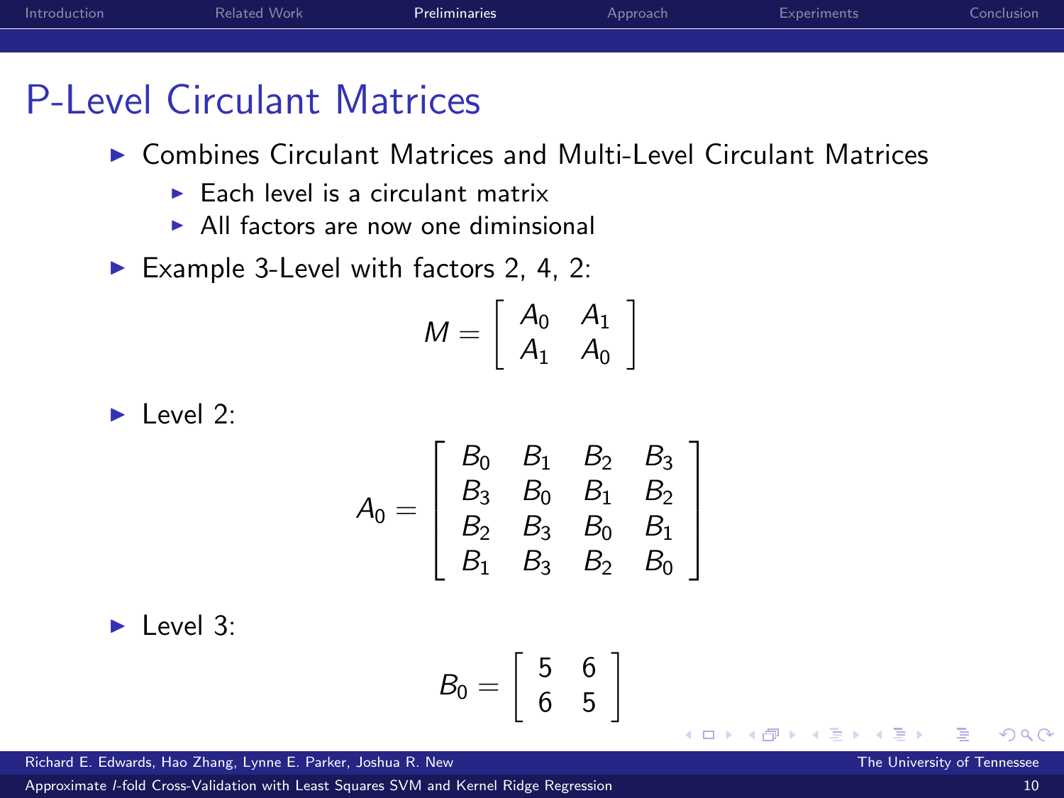# P-Level Circulant Matrices

- Combines Circulant Matrices and Multi-Level Circulant Matrices
  - Each level is a circulant matrix
  - All factors are now one diminsional
- Example 3-Level with factors 2, 4, 2:

$$M = \begin{bmatrix} A_0 & A_1 \\ A_1 & A_0 \end{bmatrix}$$

- Level 2:

$$A_0 = \begin{bmatrix} B_0 & B_1 & B_2 & B_3 \\ B_3 & B_0 & B_1 & B_2 \\ B_2 & B_3 & B_0 & B_1 \\ B_1 & B_3 & B_2 & B_0 \end{bmatrix}$$

- Level 3:

$$B_0 = \begin{bmatrix} 5 & 6 \\ 6 & 5 \end{bmatrix}$$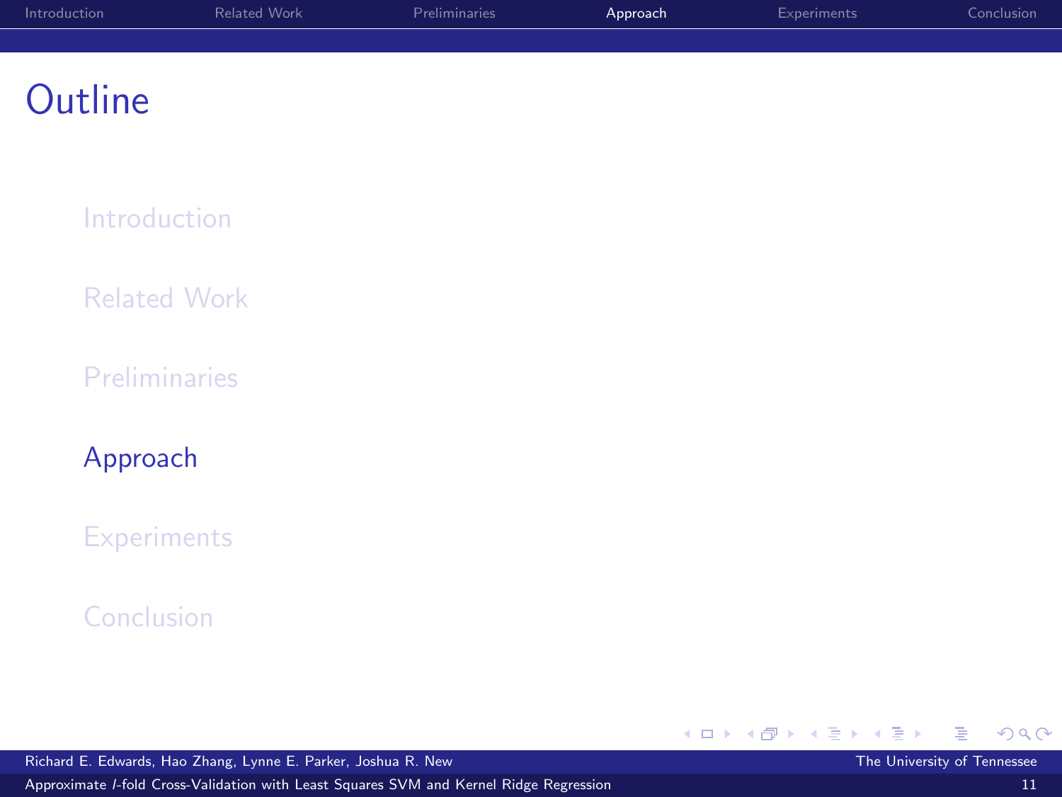# Outline

- Introduction
- Related Work
- Preliminaries
- Approach
- Experiments
- Conclusion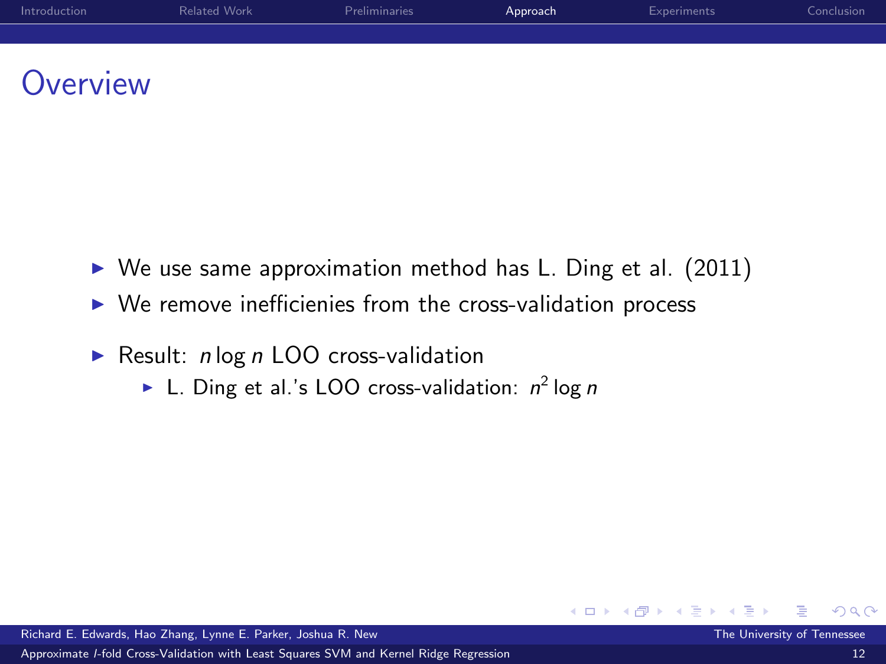# Overview

- We use same approximation method has L. Ding et al. (2011)
- We remove inefficienies from the cross-validation process
- Result: $n \log n$ LOO cross-validation
  - L. Ding et al.'s LOO cross-validation: $n^2 \log n$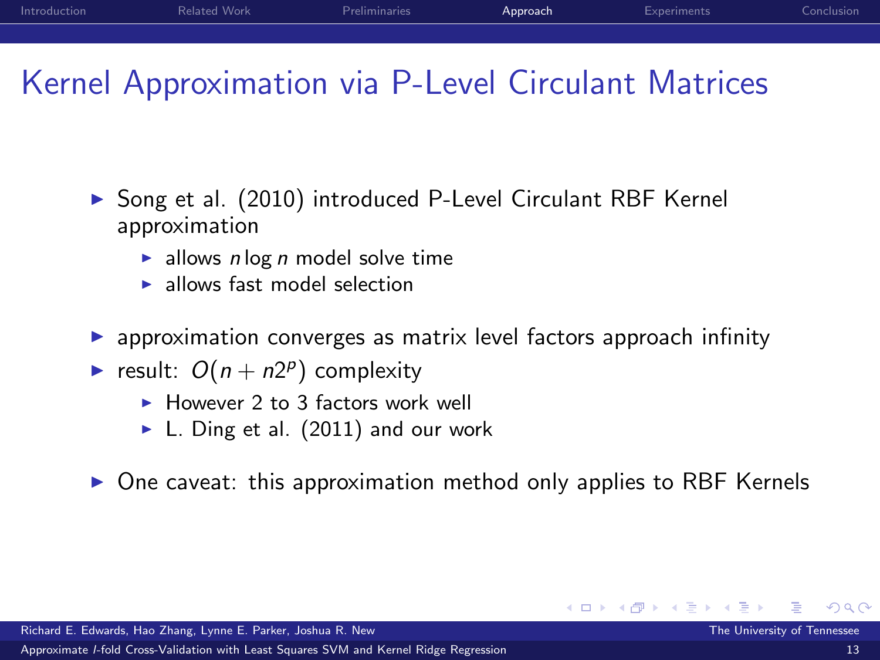# Kernel Approximation via P-Level Circulant Matrices

- Song et al. (2010) introduced P-Level Circulant RBF Kernel approximation
  - allows $n \log n$ model solve time
  - allows fast model selection
- approximation converges as matrix level factors approach infinity
- result: $O(n + n2^p)$ complexity
  - However 2 to 3 factors work well
  - L. Ding et al. (2011) and our work
- One caveat: this approximation method only applies to RBF Kernels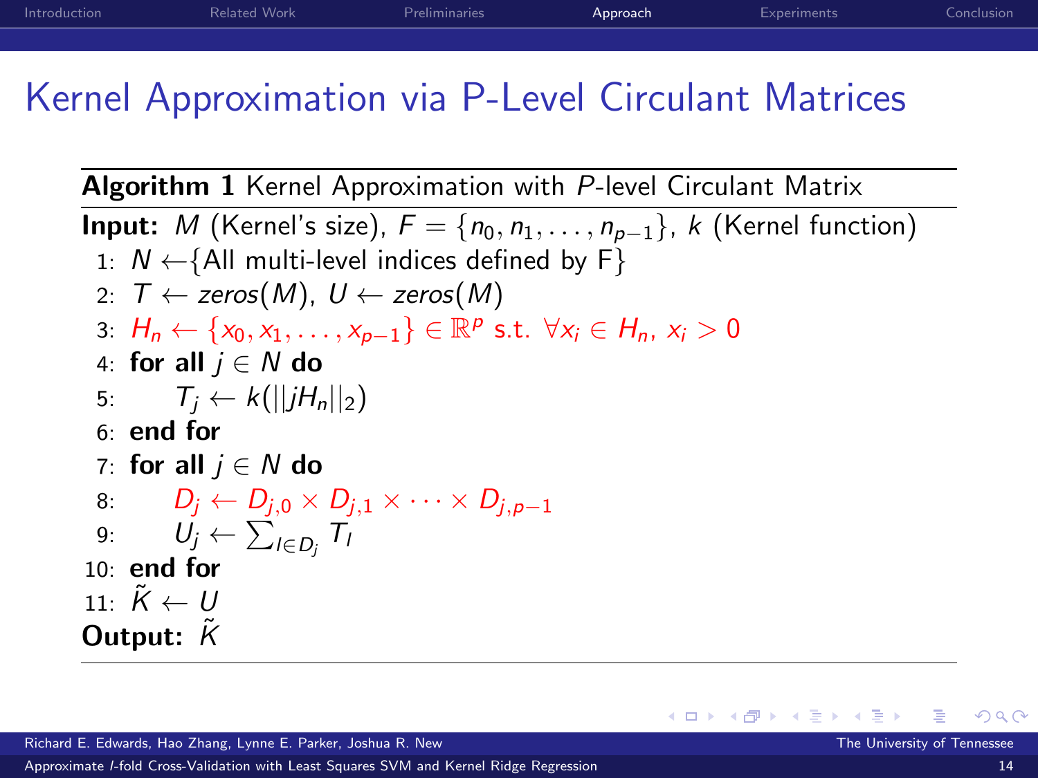# Kernel Approximation via P-Level Circulant Matrices

**Algorithm 1** Kernel Approximation with $P$-level Circulant Matrix

**Input:** $M$ (Kernel's size), $F = \{n_0, n_1, \ldots, n_{p-1}\}$, $k$ (Kernel function)

1: $N \leftarrow$ {All multi-level indices defined by F}
2: $T \leftarrow zeros(M)$, $U \leftarrow zeros(M)$
3: $H_n \leftarrow \{x_0, x_1, \ldots, x_{p-1}\} \in \mathbb{R}^p$ s.t. $\forall x_i \in H_n$, $x_i > 0$
4: **for all** $j \in N$ **do**
5: $\quad T_j \leftarrow k(||jH_n||_2)$
6: **end for**
7: **for all** $j \in N$ **do**
8: $\quad D_j \leftarrow D_{j,0} \times D_{j,1} \times \cdots \times D_{j,p-1}$
9: $\quad U_j \leftarrow \sum_{l \in D_j} T_l$
10: **end for**
11: $\tilde{K} \leftarrow U$

**Output:** $\tilde{K}$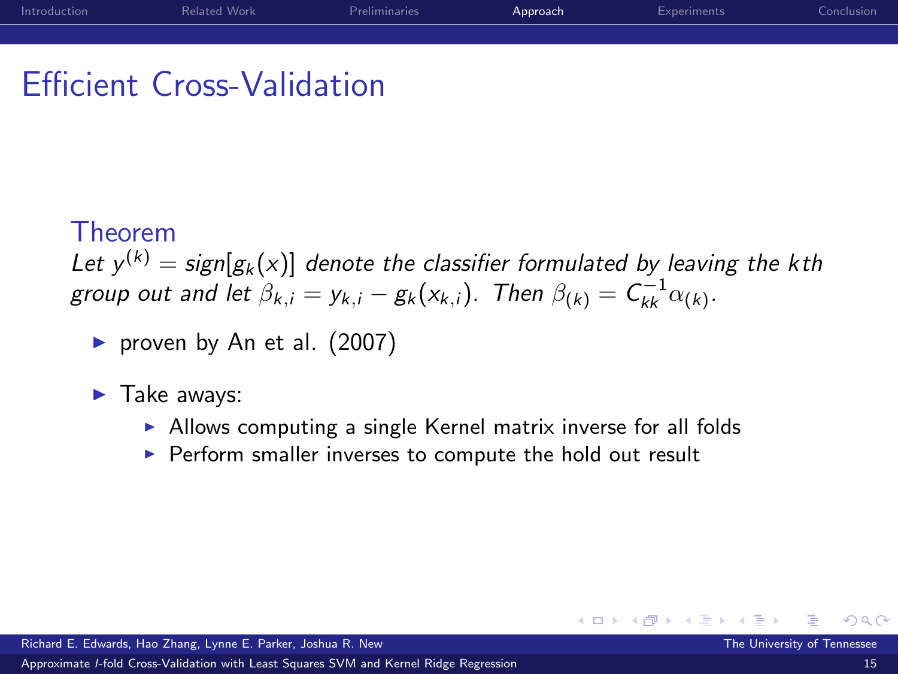# Efficient Cross-Validation

### Theorem

*Let $y^{(k)} = sign[g_k(x)]$ denote the classifier formulated by leaving the $k$th group out and let $\beta_{k,i} = y_{k,i} - g_k(x_{k,i})$. Then $\beta_{(k)} = C_{kk}^{-1}\alpha_{(k)}$.*

- proven by An et al. (2007)
- Take aways:
  - Allows computing a single Kernel matrix inverse for all folds
  - Perform smaller inverses to compute the hold out result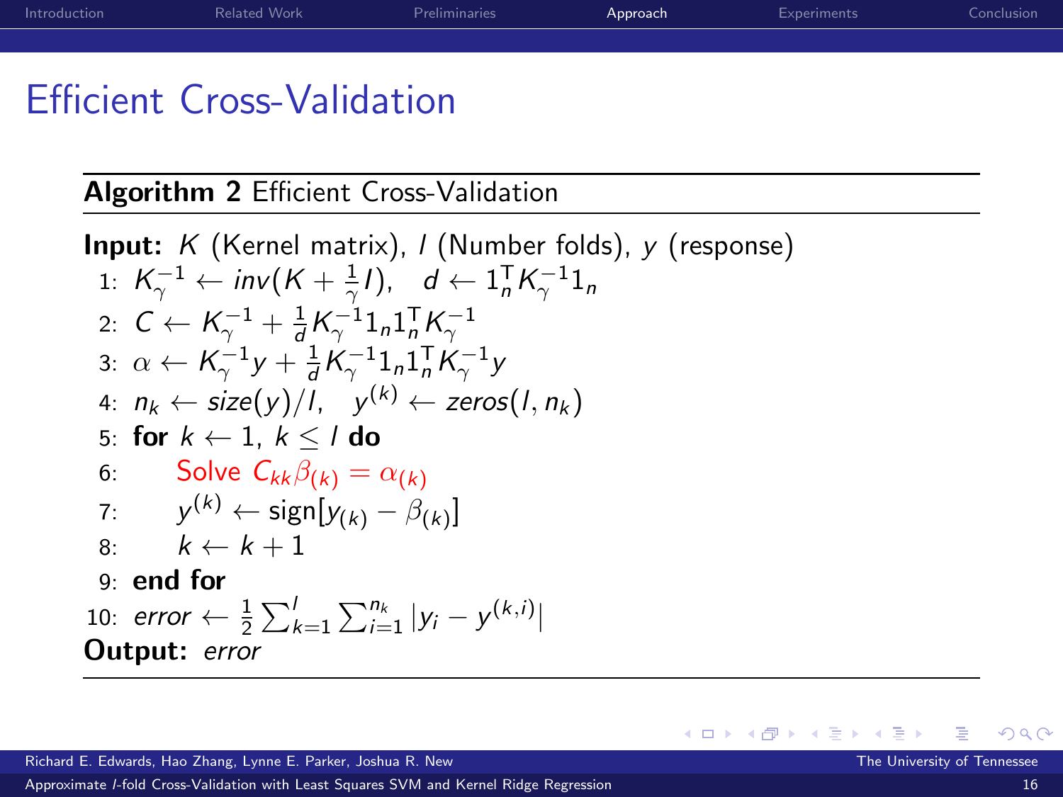# Efficient Cross-Validation

**Algorithm 2** Efficient Cross-Validation

**Input:** $K$ (Kernel matrix), $l$ (Number folds), $y$ (response)

1: $K_\gamma^{-1} \leftarrow inv(K + \frac{1}{\gamma}I), \quad d \leftarrow 1_n^\top K_\gamma^{-1} 1_n$

2: $C \leftarrow K_\gamma^{-1} + \frac{1}{d} K_\gamma^{-1} 1_n 1_n^\top K_\gamma^{-1}$

3: $\alpha \leftarrow K_\gamma^{-1} y + \frac{1}{d} K_\gamma^{-1} 1_n 1_n^\top K_\gamma^{-1} y$

4: $n_k \leftarrow size(y)/l, \quad y^{(k)} \leftarrow zeros(l, n_k)$

5: **for** $k \leftarrow 1,\ k \leq l$ **do**

6: Solve $C_{kk} \beta_{(k)} = \alpha_{(k)}$

7: $y^{(k)} \leftarrow \text{sign}[y_{(k)} - \beta_{(k)}]$

8: $k \leftarrow k + 1$

9: **end for**

10: $error \leftarrow \frac{1}{2} \sum_{k=1}^{l} \sum_{i=1}^{n_k} |y_i - y^{(k,i)}|$

**Output:** $error$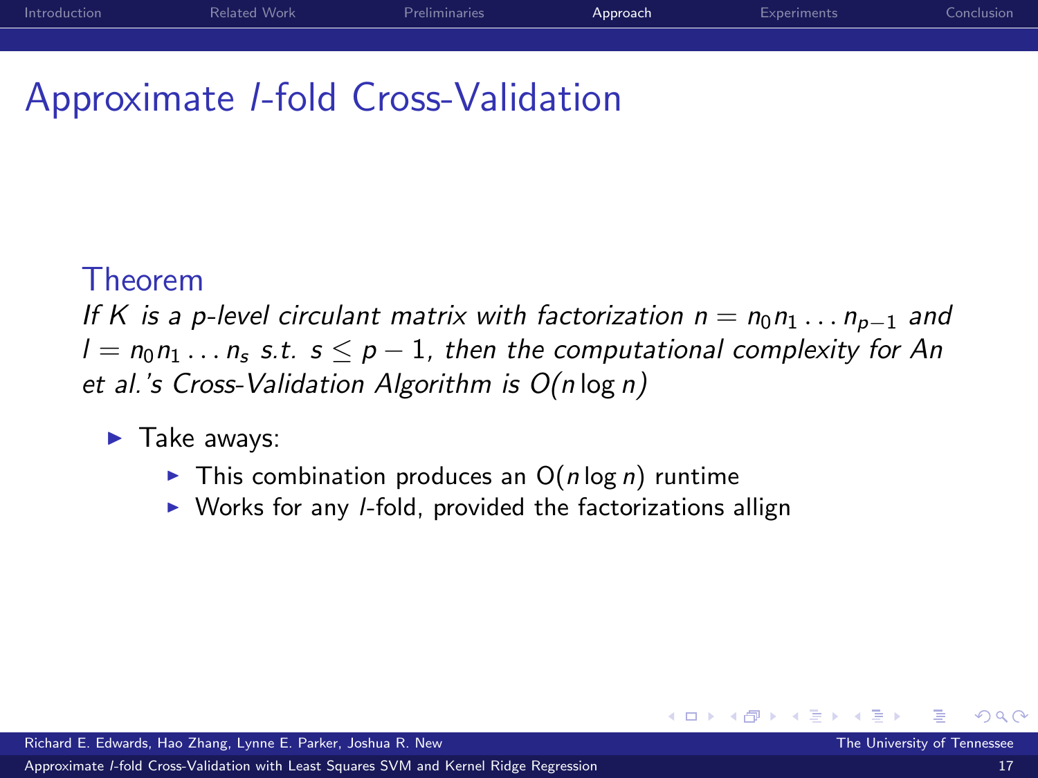# Approximate $l$-fold Cross-Validation

## Theorem

*If $K$ is a p-level circulant matrix with factorization $n = n_0 n_1 \ldots n_{p-1}$ and $l = n_0 n_1 \ldots n_s$ s.t. $s \leq p - 1$, then the computational complexity for An et al.'s Cross-Validation Algorithm is $O(n \log n)$*

- Take aways:
  - This combination produces an $O(n \log n)$ runtime
  - Works for any $l$-fold, provided the factorizations allign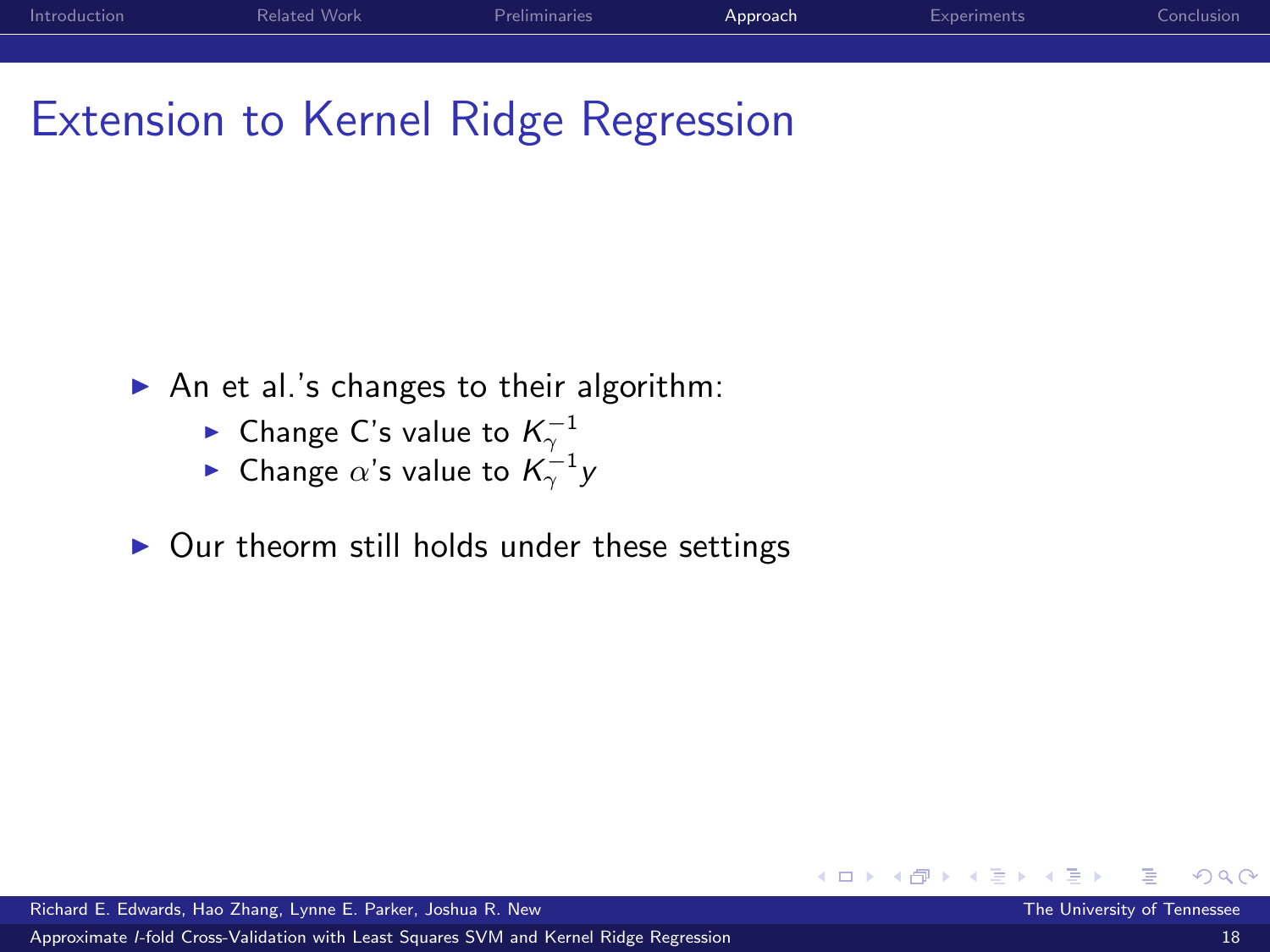# Extension to Kernel Ridge Regression

- An et al.'s changes to their algorithm:
  - Change C's value to $K_{\gamma}^{-1}$
  - Change $\alpha$'s value to $K_{\gamma}^{-1}y$
- Our theorm still holds under these settings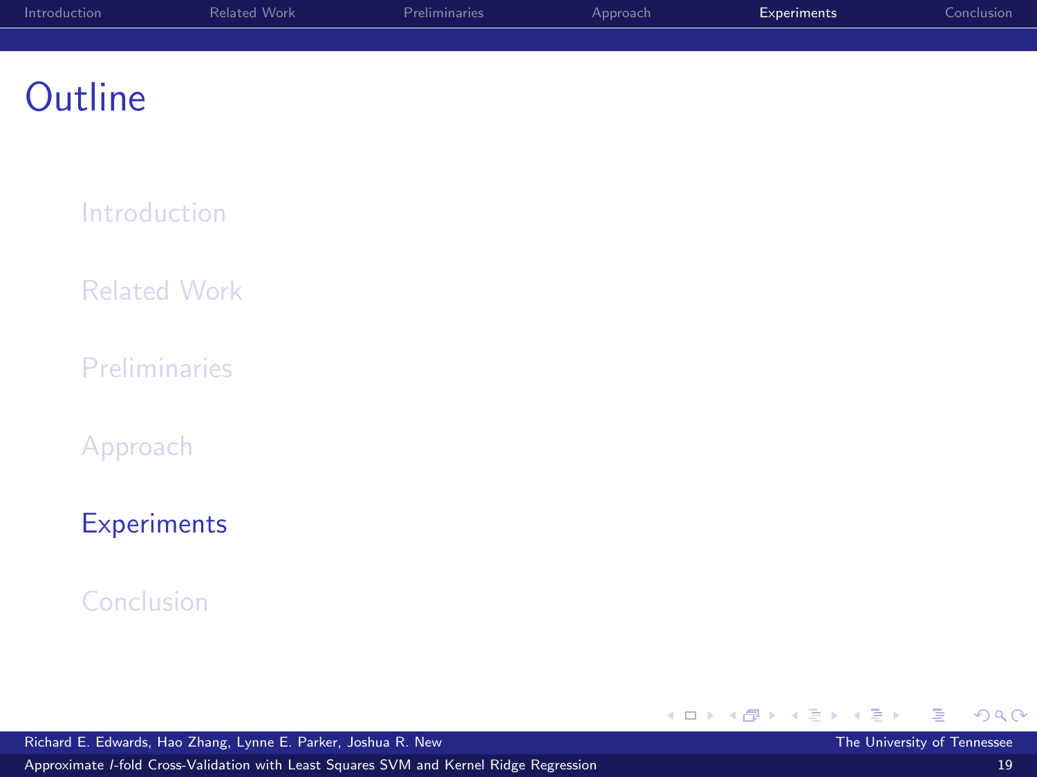# Outline

- Introduction
- Related Work
- Preliminaries
- Approach
- **Experiments**
- Conclusion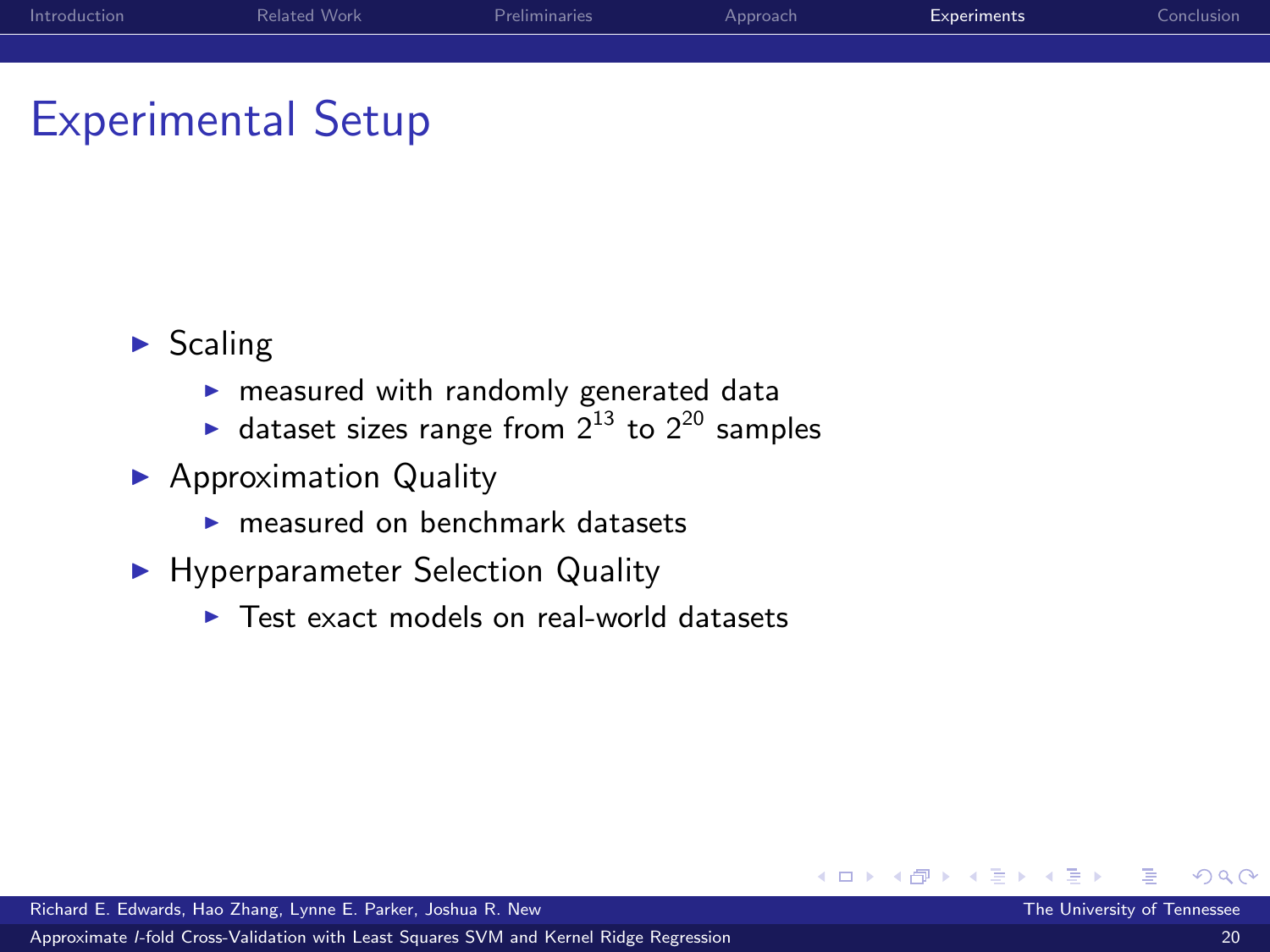# Experimental Setup

- Scaling
  - measured with randomly generated data
  - dataset sizes range from $2^{13}$ to $2^{20}$ samples
- Approximation Quality
  - measured on benchmark datasets
- Hyperparameter Selection Quality
  - Test exact models on real-world datasets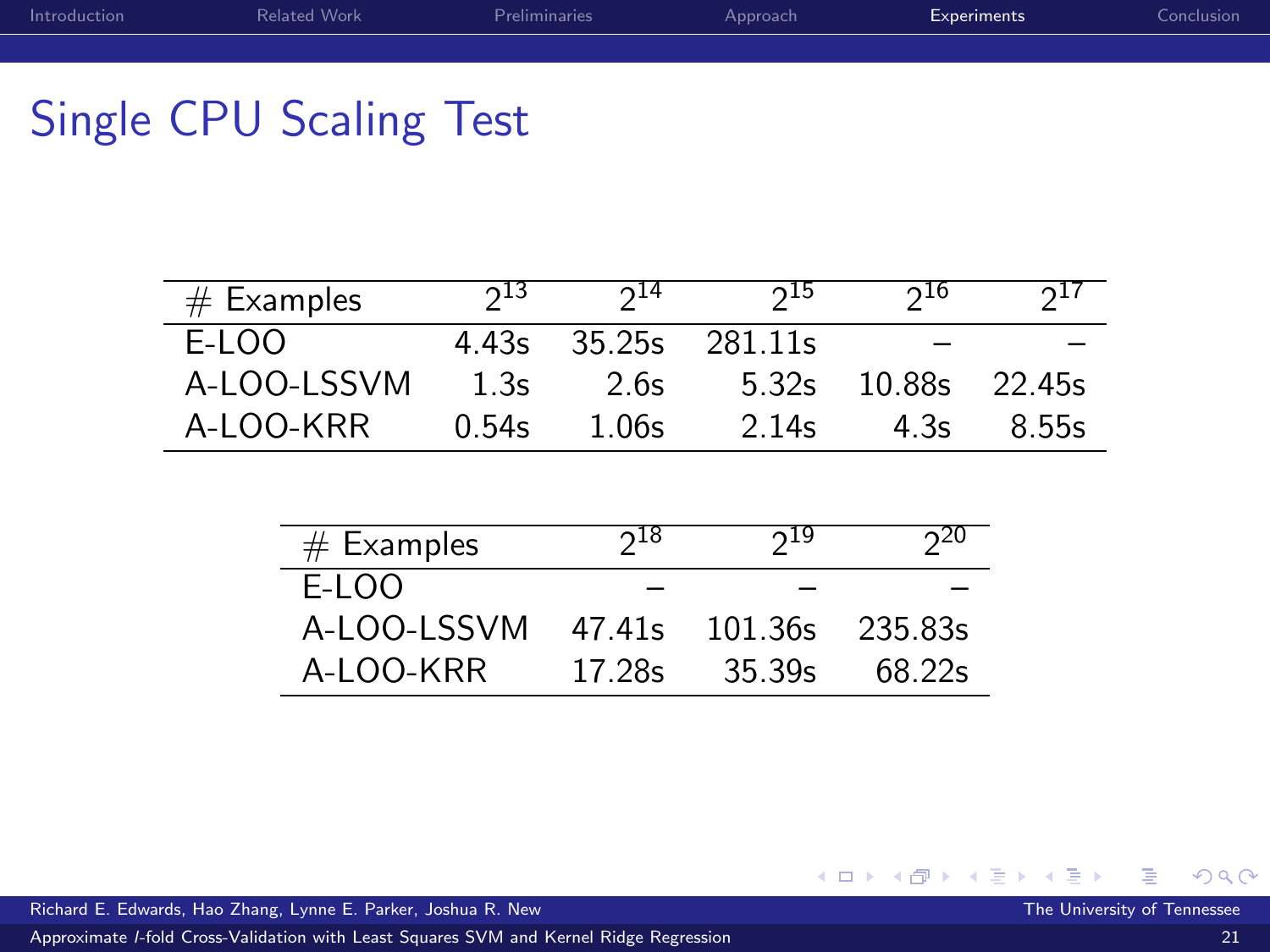# Single CPU Scaling Test

| # Examples | $2^{13}$ | $2^{14}$ | $2^{15}$ | $2^{16}$ | $2^{17}$ |
|---|---|---|---|---|---|
| E-LOO | 4.43s | 35.25s | 281.11s | – | – |
| A-LOO-LSSVM | 1.3s | 2.6s | 5.32s | 10.88s | 22.45s |
| A-LOO-KRR | 0.54s | 1.06s | 2.14s | 4.3s | 8.55s |

| # Examples | $2^{18}$ | $2^{19}$ | $2^{20}$ |
|---|---|---|---|
| E-LOO | – | – | – |
| A-LOO-LSSVM | 47.41s | 101.36s | 235.83s |
| A-LOO-KRR | 17.28s | 35.39s | 68.22s |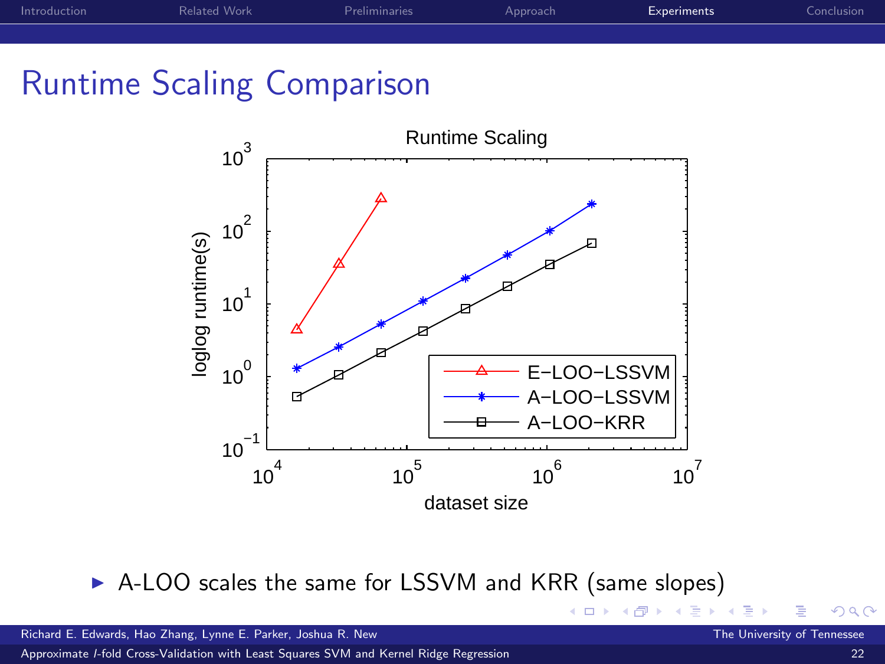# Runtime Scaling Comparison

- A-LOO scales the same for LSSVM and KRR (same slopes)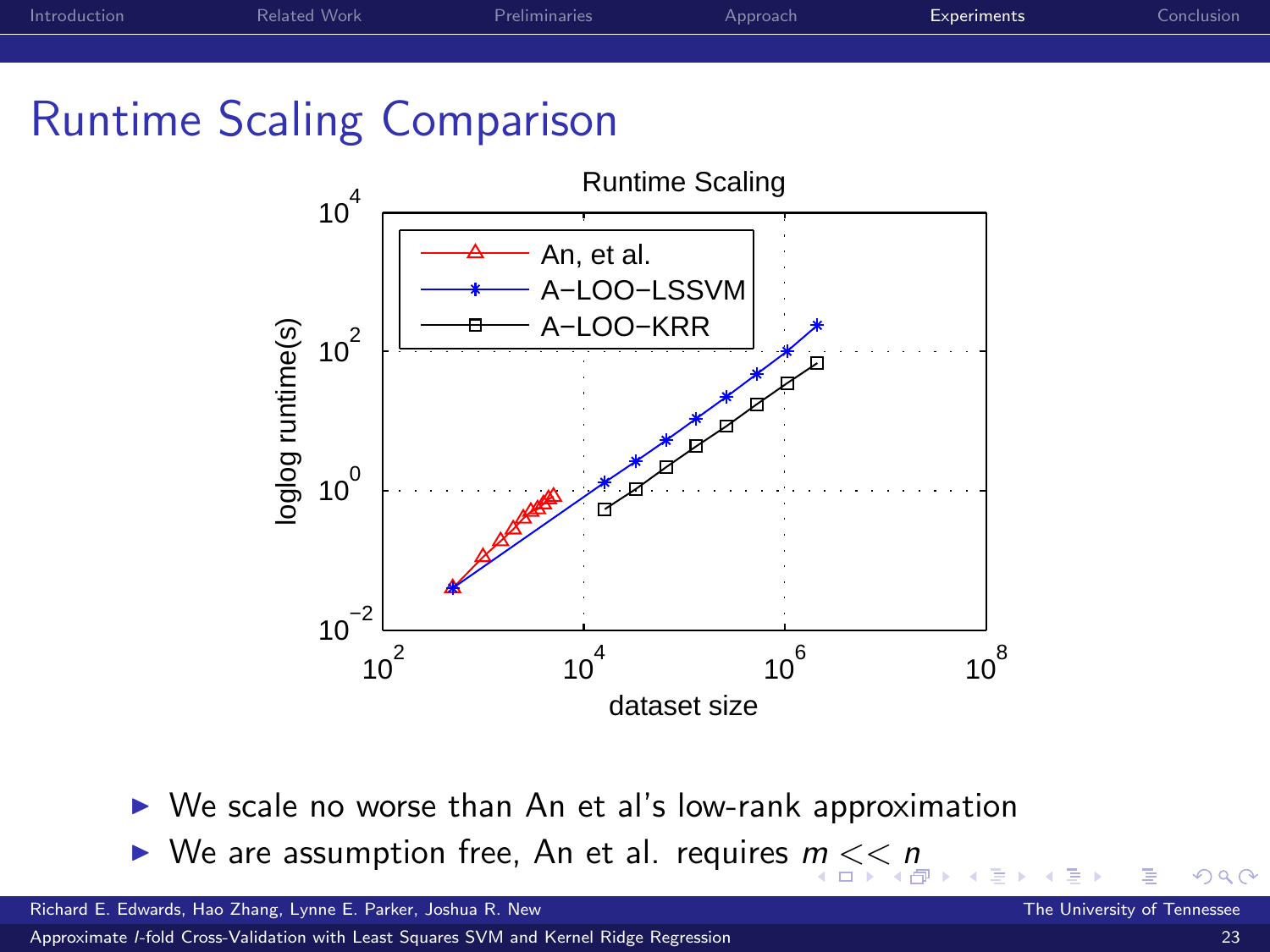# Runtime Scaling Comparison

- We scale no worse than An et al's low-rank approximation
- We are assumption free, An et al. requires $m << n$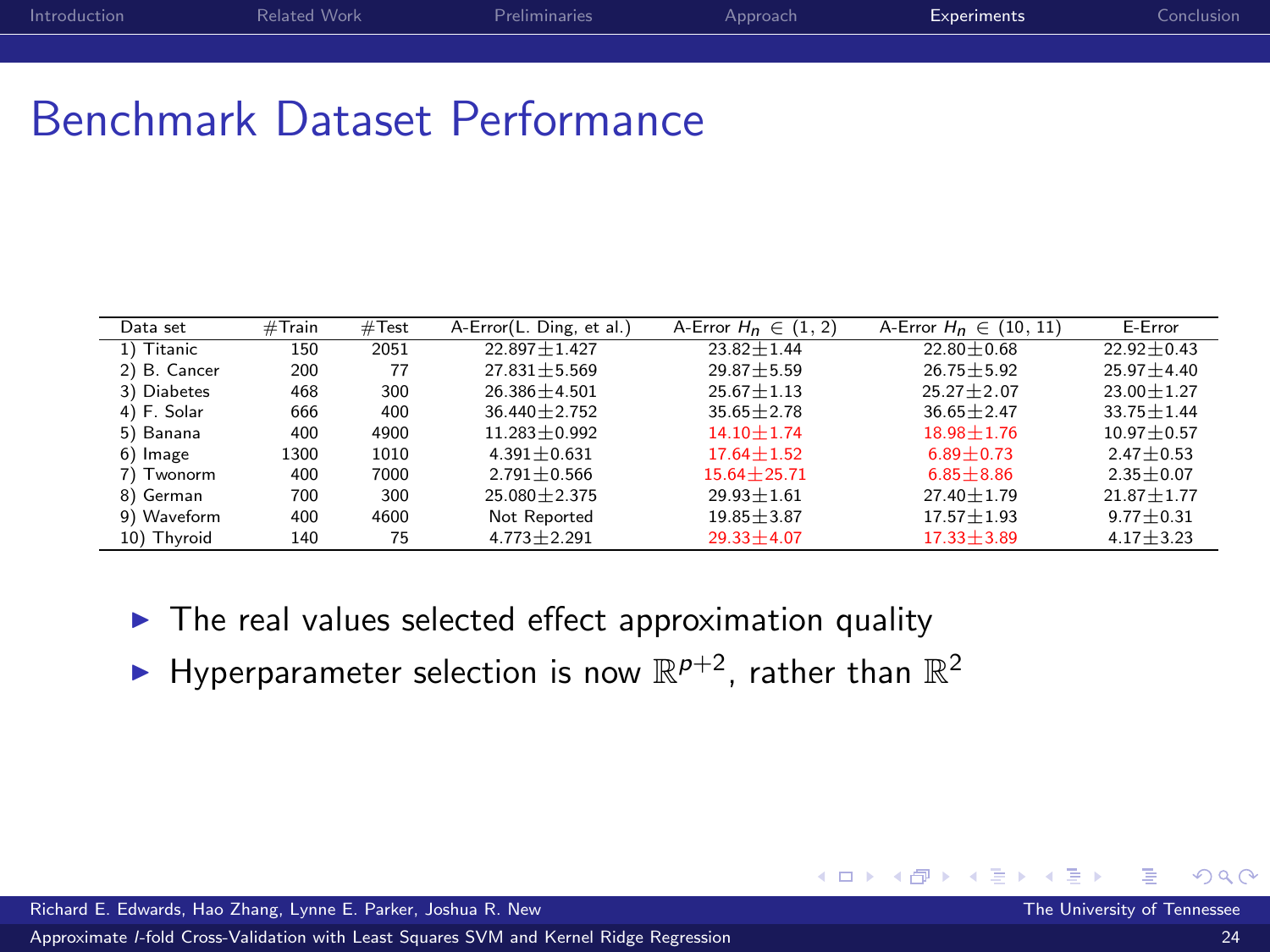# Benchmark Dataset Performance

| Data set | #Train | #Test | A-Error(L. Ding, et al.) | A-Error $H_n \in (1, 2)$ | A-Error $H_n \in (10, 11)$ | E-Error |
|---|---|---|---|---|---|---|
| 1) Titanic | 150 | 2051 | 22.897±1.427 | 23.82±1.44 | 22.80±0.68 | 22.92±0.43 |
| 2) B. Cancer | 200 | 77 | 27.831±5.569 | 29.87±5.59 | 26.75±5.92 | 25.97±4.40 |
| 3) Diabetes | 468 | 300 | 26.386±4.501 | 25.67±1.13 | 25.27±2.07 | 23.00±1.27 |
| 4) F. Solar | 666 | 400 | 36.440±2.752 | 35.65±2.78 | 36.65±2.47 | 33.75±1.44 |
| 5) Banana | 400 | 4900 | 11.283±0.992 | 14.10±1.74 | 18.98±1.76 | 10.97±0.57 |
| 6) Image | 1300 | 1010 | 4.391±0.631 | 17.64±1.52 | 6.89±0.73 | 2.47±0.53 |
| 7) Twonorm | 400 | 7000 | 2.791±0.566 | 15.64±25.71 | 6.85±8.86 | 2.35±0.07 |
| 8) German | 700 | 300 | 25.080±2.375 | 29.93±1.61 | 27.40±1.79 | 21.87±1.77 |
| 9) Waveform | 400 | 4600 | Not Reported | 19.85±3.87 | 17.57±1.93 | 9.77±0.31 |
| 10) Thyroid | 140 | 75 | 4.773±2.291 | 29.33±4.07 | 17.33±3.89 | 4.17±3.23 |

- The real values selected effect approximation quality
- Hyperparameter selection is now $\mathbb{R}^{p+2}$, rather than $\mathbb{R}^2$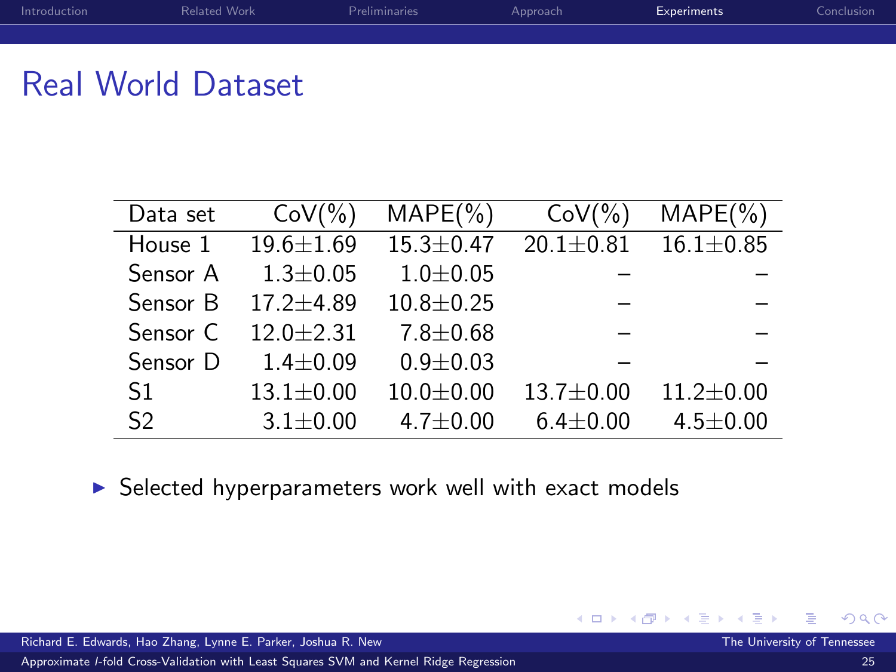# Real World Dataset

| Data set | CoV(%) | MAPE(%) | CoV(%) | MAPE(%) |
|---|---|---|---|---|
| House 1 | 19.6±1.69 | 15.3±0.47 | 20.1±0.81 | 16.1±0.85 |
| Sensor A | 1.3±0.05 | 1.0±0.05 | – | – |
| Sensor B | 17.2±4.89 | 10.8±0.25 | – | – |
| Sensor C | 12.0±2.31 | 7.8±0.68 | – | – |
| Sensor D | 1.4±0.09 | 0.9±0.03 | – | – |
| S1 | 13.1±0.00 | 10.0±0.00 | 13.7±0.00 | 11.2±0.00 |
| S2 | 3.1±0.00 | 4.7±0.00 | 6.4±0.00 | 4.5±0.00 |

- Selected hyperparameters work well with exact models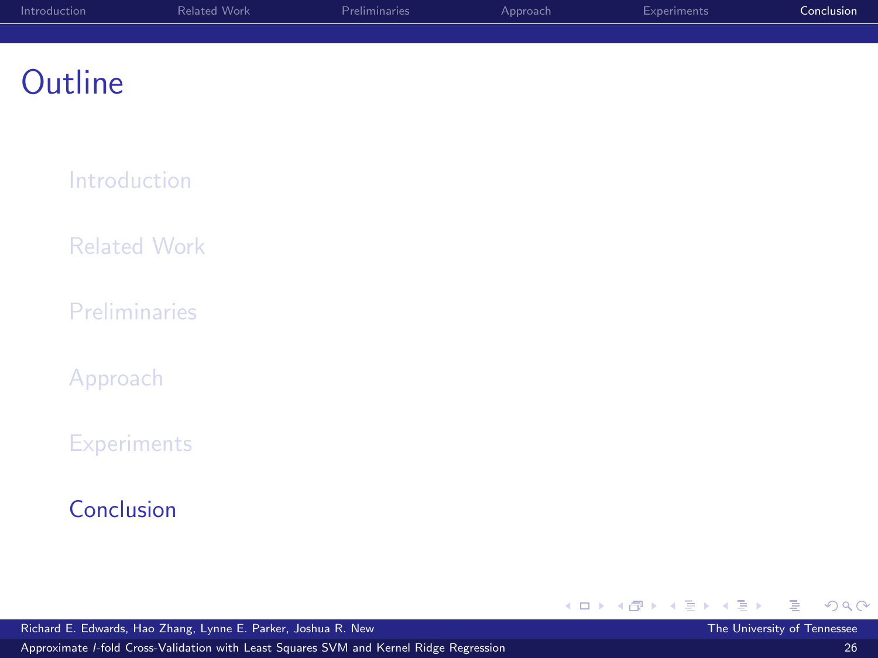# Outline

- Introduction
- Related Work
- Preliminaries
- Approach
- Experiments
- **Conclusion**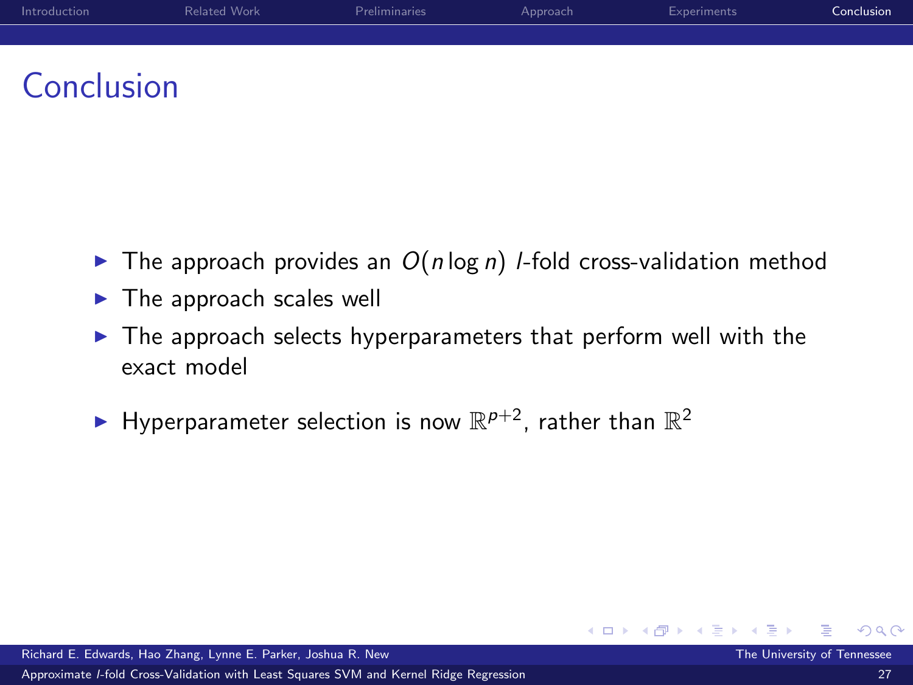# Conclusion

- The approach provides an $O(n \log n)$ $l$-fold cross-validation method
- The approach scales well
- The approach selects hyperparameters that perform well with the exact model
- Hyperparameter selection is now $\mathbb{R}^{p+2}$, rather than $\mathbb{R}^2$